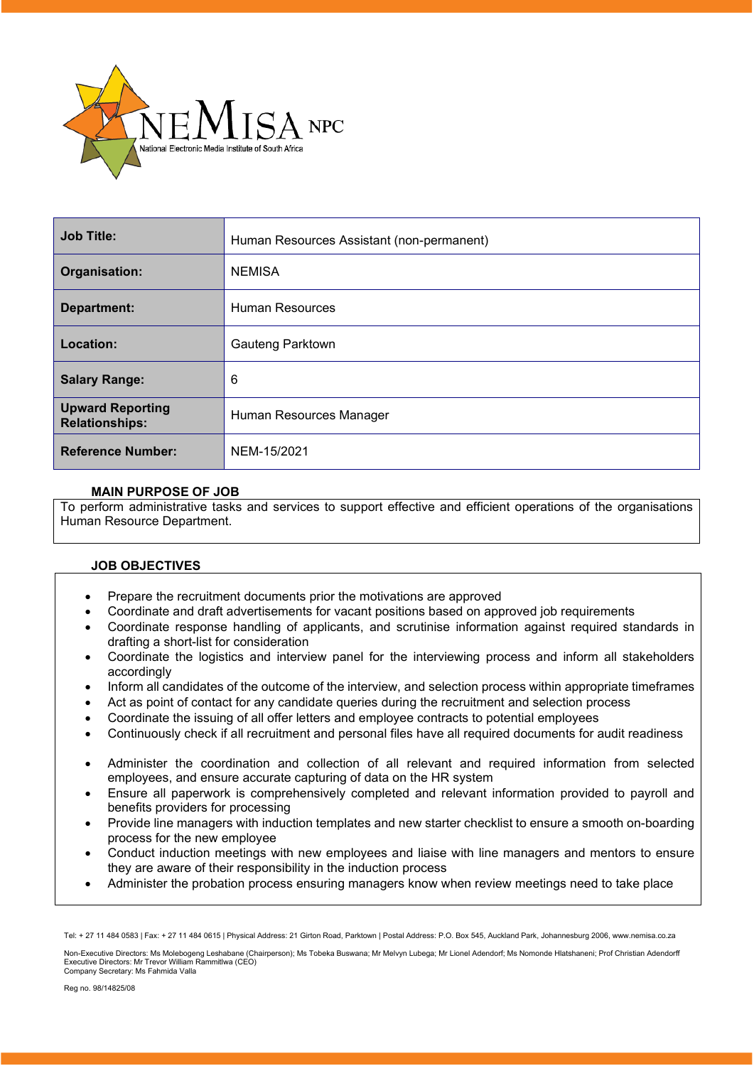| Job Title: | Human Resources Assistant (non-permanent) |
|---|---|
| Organisation: | NEMISA |
| Department: | Human Resources |
| Location: | Gauteng Parktown |
| Salary Range: | 6 |
| Upward Reporting Relationships: | Human Resources Manager |
| Reference Number: | NEM-15/2021 |

## MAIN PURPOSE OF JOB

To perform administrative tasks and services to support effective and efficient operations of the organisations Human Resource Department.

## JOB OBJECTIVES

- Prepare the recruitment documents prior the motivations are approved
- Coordinate and draft advertisements for vacant positions based on approved job requirements
- Coordinate response handling of applicants, and scrutinise information against required standards in drafting a short-list for consideration
- Coordinate the logistics and interview panel for the interviewing process and inform all stakeholders accordingly
- Inform all candidates of the outcome of the interview, and selection process within appropriate timeframes
- Act as point of contact for any candidate queries during the recruitment and selection process
- Coordinate the issuing of all offer letters and employee contracts to potential employees
- Continuously check if all recruitment and personal files have all required documents for audit readiness

- Administer the coordination and collection of all relevant and required information from selected employees, and ensure accurate capturing of data on the HR system
- Ensure all paperwork is comprehensively completed and relevant information provided to payroll and benefits providers for processing
- Provide line managers with induction templates and new starter checklist to ensure a smooth on-boarding process for the new employee
- Conduct induction meetings with new employees and liaise with line managers and mentors to ensure they are aware of their responsibility in the induction process
- Administer the probation process ensuring managers know when review meetings need to take place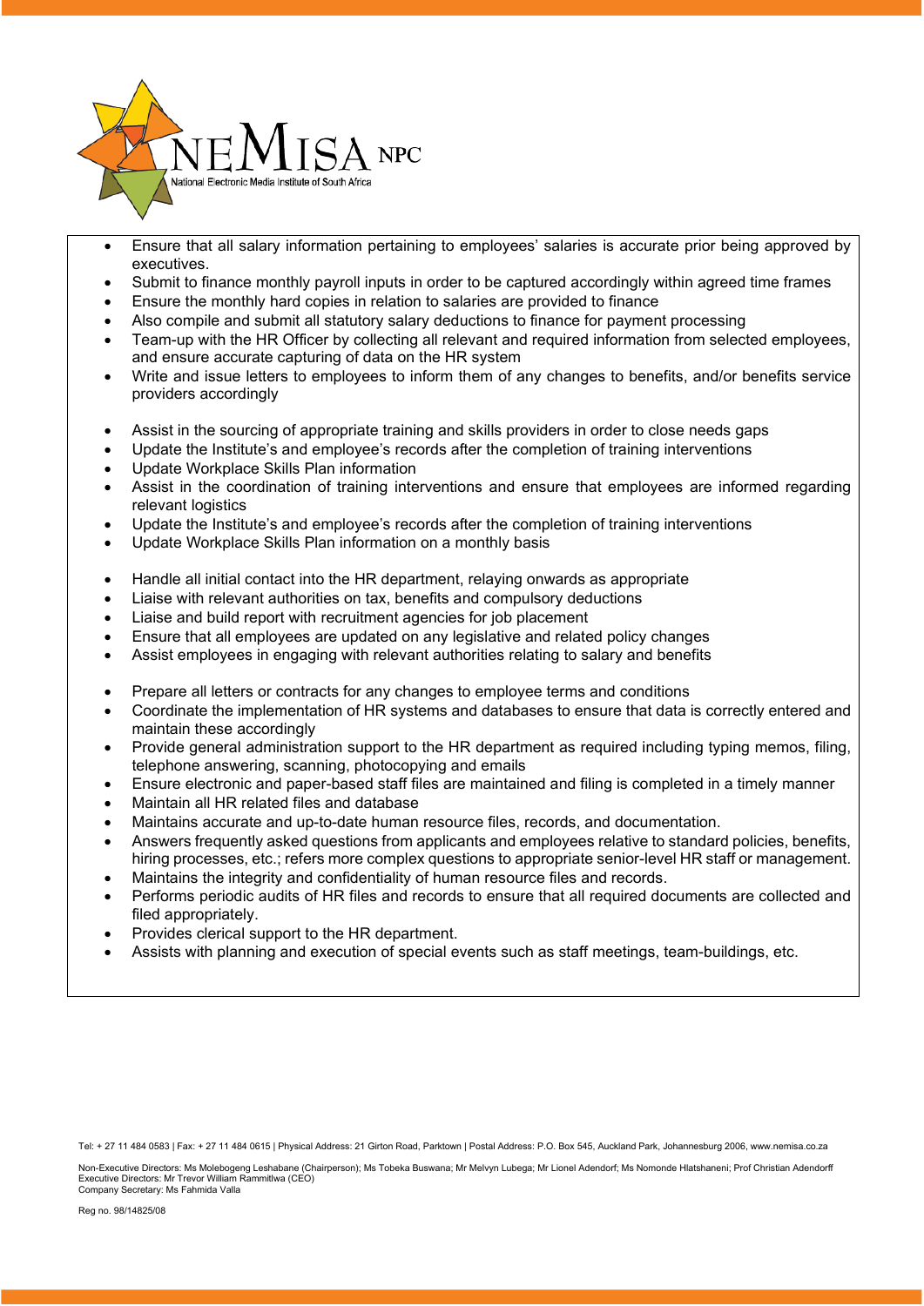- Ensure that all salary information pertaining to employees' salaries is accurate prior being approved by executives.
- Submit to finance monthly payroll inputs in order to be captured accordingly within agreed time frames
- Ensure the monthly hard copies in relation to salaries are provided to finance
- Also compile and submit all statutory salary deductions to finance for payment processing
- Team-up with the HR Officer by collecting all relevant and required information from selected employees, and ensure accurate capturing of data on the HR system
- Write and issue letters to employees to inform them of any changes to benefits, and/or benefits service providers accordingly

- Assist in the sourcing of appropriate training and skills providers in order to close needs gaps
- Update the Institute's and employee's records after the completion of training interventions
- Update Workplace Skills Plan information
- Assist in the coordination of training interventions and ensure that employees are informed regarding relevant logistics
- Update the Institute's and employee's records after the completion of training interventions
- Update Workplace Skills Plan information on a monthly basis

- Handle all initial contact into the HR department, relaying onwards as appropriate
- Liaise with relevant authorities on tax, benefits and compulsory deductions
- Liaise and build report with recruitment agencies for job placement
- Ensure that all employees are updated on any legislative and related policy changes
- Assist employees in engaging with relevant authorities relating to salary and benefits

- Prepare all letters or contracts for any changes to employee terms and conditions
- Coordinate the implementation of HR systems and databases to ensure that data is correctly entered and maintain these accordingly
- Provide general administration support to the HR department as required including typing memos, filing, telephone answering, scanning, photocopying and emails
- Ensure electronic and paper-based staff files are maintained and filing is completed in a timely manner
- Maintain all HR related files and database
- Maintains accurate and up-to-date human resource files, records, and documentation.
- Answers frequently asked questions from applicants and employees relative to standard policies, benefits, hiring processes, etc.; refers more complex questions to appropriate senior-level HR staff or management.
- Maintains the integrity and confidentiality of human resource files and records.
- Performs periodic audits of HR files and records to ensure that all required documents are collected and filed appropriately.
- Provides clerical support to the HR department.
- Assists with planning and execution of special events such as staff meetings, team-buildings, etc.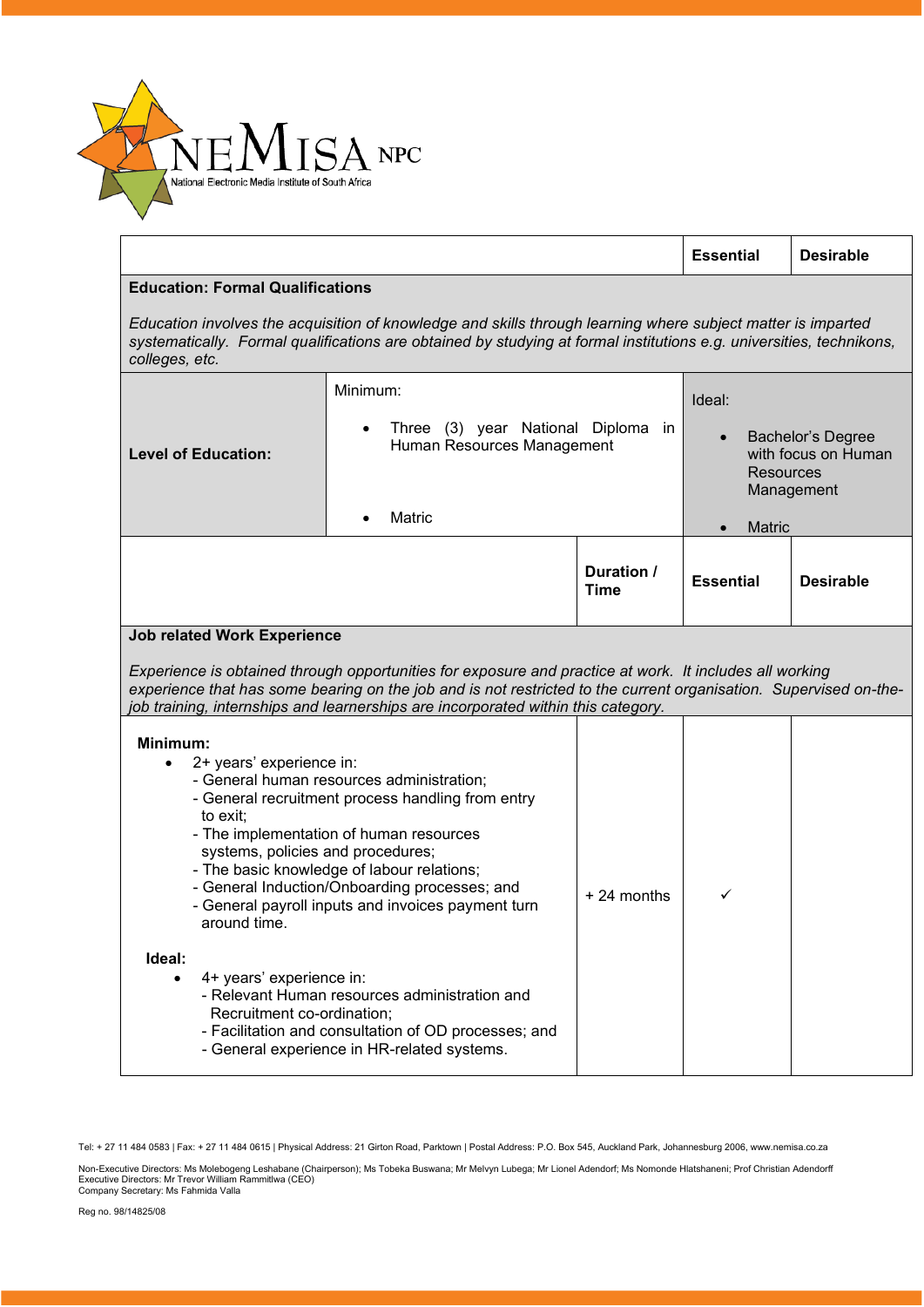| | | Essential | Desirable |
|---|---|---|---|
| **Education: Formal Qualifications**<br><br>*Education involves the acquisition of knowledge and skills through learning where subject matter is imparted systematically. Formal qualifications are obtained by studying at formal institutions e.g. universities, technikons, colleges, etc.* | | | |
| **Level of Education:** | Minimum:<br><br>• Three (3) year National Diploma in Human Resources Management<br><br>• Matric | Ideal:<br><br>• Bachelor's Degree with focus on Human Resources Management<br><br>• Matric | |

| | Duration / Time | Essential | Desirable |
|---|---|---|---|
| **Job related Work Experience**<br><br>*Experience is obtained through opportunities for exposure and practice at work. It includes all working experience that has some bearing on the job and is not restricted to the current organisation. Supervised on-the-job training, internships and learnerships are incorporated within this category.* | | | |
| **Minimum:**<br>• 2+ years' experience in:<br>- General human resources administration;<br>- General recruitment process handling from entry to exit;<br>- The implementation of human resources systems, policies and procedures;<br>- The basic knowledge of labour relations;<br>- General Induction/Onboarding processes; and<br>- General payroll inputs and invoices payment turn around time.<br><br>**Ideal:**<br>• 4+ years' experience in:<br>- Relevant Human resources administration and Recruitment co-ordination;<br>- Facilitation and consultation of OD processes; and<br>- General experience in HR-related systems. | + 24 months | ✓ | |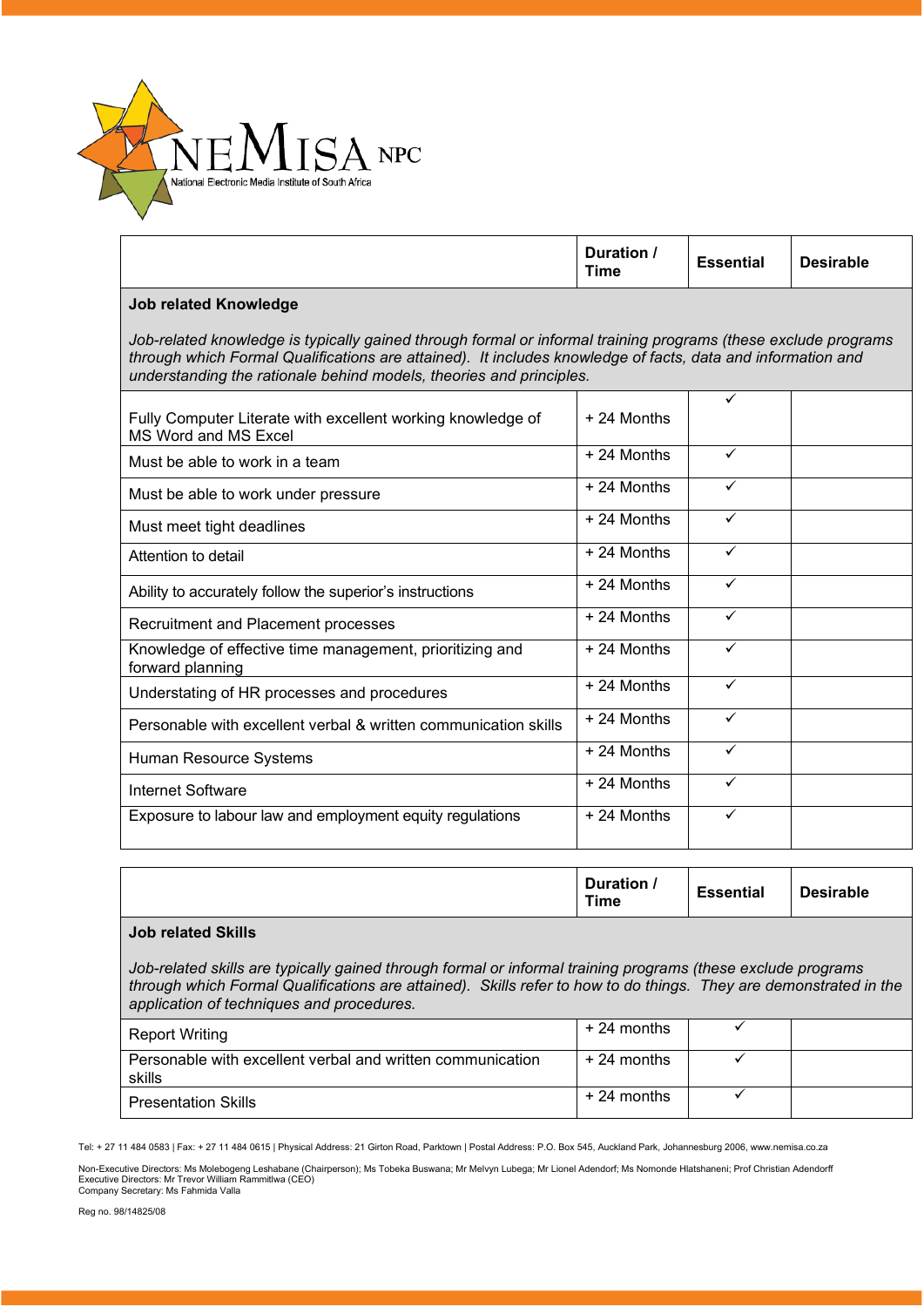| | Duration / Time | Essential | Desirable |
|---|---|---|---|
| **Job related Knowledge**<br><br>*Job-related knowledge is typically gained through formal or informal training programs (these exclude programs through which Formal Qualifications are attained). It includes knowledge of facts, data and information and understanding the rationale behind models, theories and principles.* | | | |
| Fully Computer Literate with excellent working knowledge of MS Word and MS Excel | + 24 Months | ✓ | |
| Must be able to work in a team | + 24 Months | ✓ | |
| Must be able to work under pressure | + 24 Months | ✓ | |
| Must meet tight deadlines | + 24 Months | ✓ | |
| Attention to detail | + 24 Months | ✓ | |
| Ability to accurately follow the superior's instructions | + 24 Months | ✓ | |
| Recruitment and Placement processes | + 24 Months | ✓ | |
| Knowledge of effective time management, prioritizing and forward planning | + 24 Months | ✓ | |
| Understating of HR processes and procedures | + 24 Months | ✓ | |
| Personable with excellent verbal & written communication skills | + 24 Months | ✓ | |
| Human Resource Systems | + 24 Months | ✓ | |
| Internet Software | + 24 Months | ✓ | |
| Exposure to labour law and employment equity regulations | + 24 Months | ✓ | |

| | Duration / Time | Essential | Desirable |
|---|---|---|---|
| **Job related Skills**<br><br>*Job-related skills are typically gained through formal or informal training programs (these exclude programs through which Formal Qualifications are attained). Skills refer to how to do things. They are demonstrated in the application of techniques and procedures.* | | | |
| Report Writing | + 24 months | ✓ | |
| Personable with excellent verbal and written communication skills | + 24 months | ✓ | |
| Presentation Skills | + 24 months | ✓ | |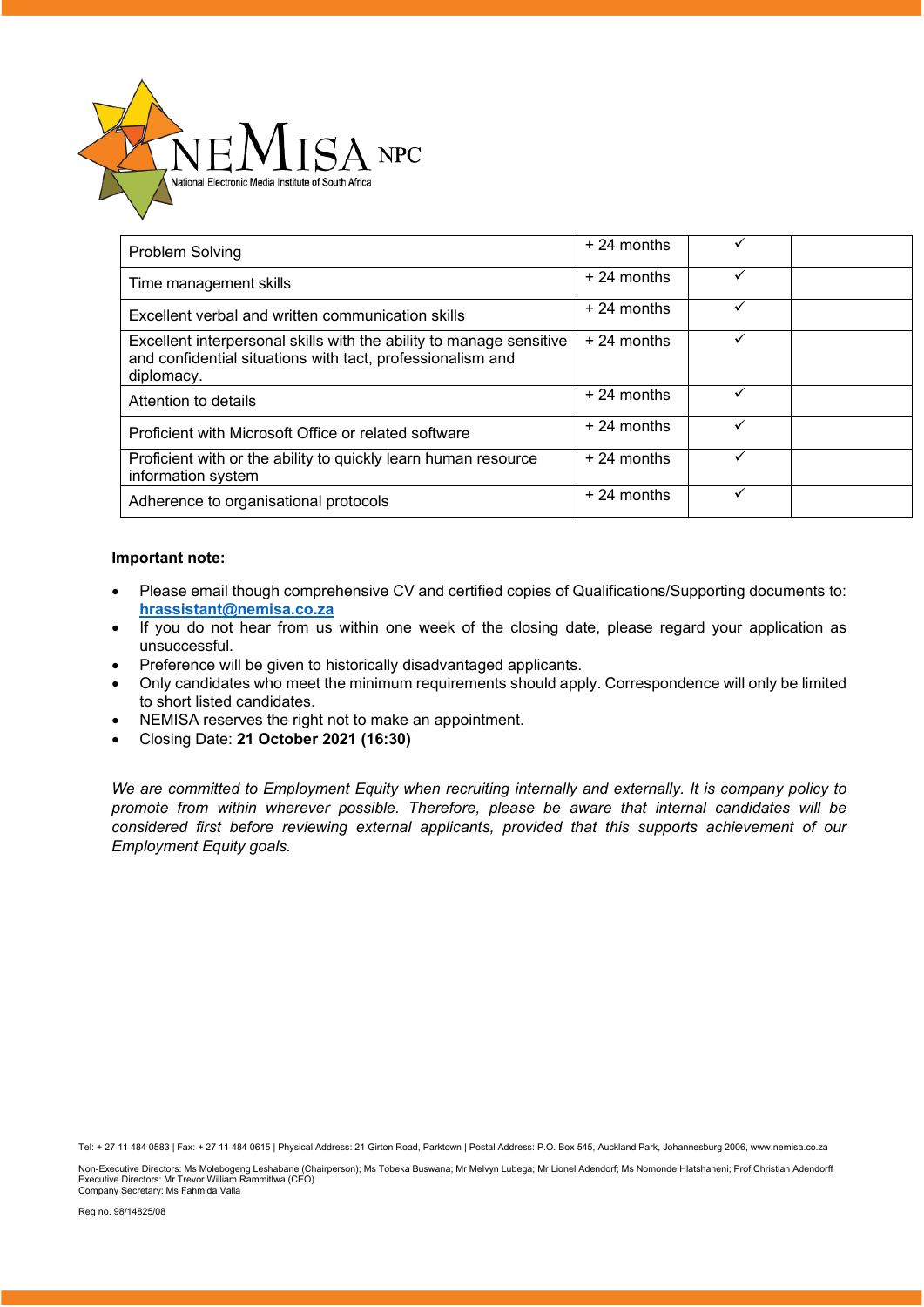| | | | |
|---|---|---|---|
| Problem Solving | + 24 months | ✓ | |
| Time management skills | + 24 months | ✓ | |
| Excellent verbal and written communication skills | + 24 months | ✓ | |
| Excellent interpersonal skills with the ability to manage sensitive and confidential situations with tact, professionalism and diplomacy. | + 24 months | ✓ | |
| Attention to details | + 24 months | ✓ | |
| Proficient with Microsoft Office or related software | + 24 months | ✓ | |
| Proficient with or the ability to quickly learn human resource information system | + 24 months | ✓ | |
| Adherence to organisational protocols | + 24 months | ✓ | |

**Important note:**

- Please email though comprehensive CV and certified copies of Qualifications/Supporting documents to: **hrassistant@nemisa.co.za**
- If you do not hear from us within one week of the closing date, please regard your application as unsuccessful.
- Preference will be given to historically disadvantaged applicants.
- Only candidates who meet the minimum requirements should apply. Correspondence will only be limited to short listed candidates.
- NEMISA reserves the right not to make an appointment.
- Closing Date: **21 October 2021 (16:30)**

*We are committed to Employment Equity when recruiting internally and externally. It is company policy to promote from within wherever possible. Therefore, please be aware that internal candidates will be considered first before reviewing external applicants, provided that this supports achievement of our Employment Equity goals.*